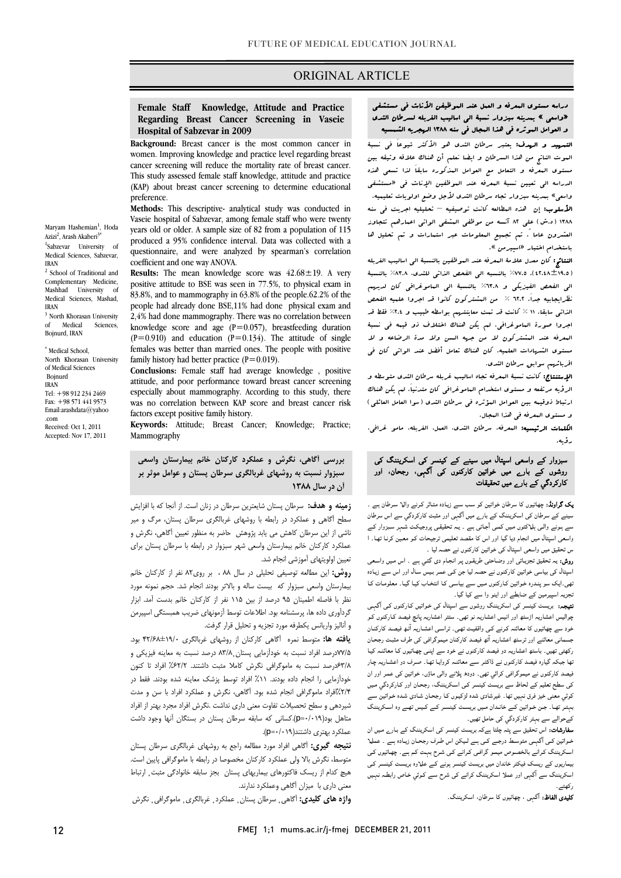ORIGINAL ARTICLE

## Female Staff Knowledge, Attitude and Practice Regarding Breast Cancer Screening in Vaseie Hospital of Sabzevar in 2009

Maryam Hashemian[1], Hoda Azizi[2], Arash Akaberi[3*]

[1] Sabzevar University of Medical Sciences, Sabzevar, IRAN

[2] School of Traditional and Complementary Medicine, Mashhad University of Medical Sciences, Mashad, IRAN

[3] North Khorasan University of Medical Sciences, Bojnurd, IRAN

* Medical School, North Khorasan University of Medical Sciences Bojnurd IRAN
Tel: +98 912 234 2469
Fax: +98 571 441 9573
Email:arashdata@yahoo.com
Received: Oct 1, 2011
Accepted: Nov 17, 2011

**Background:** Breast cancer is the most common cancer in women. Improving knowledge and practice level regarding breast cancer screening will reduce the mortality rate of breast cancer. This study assessed female staff knowledge, attitude and practice (KAP) about breast cancer screening to determine educational preference.

**Methods:** This descriptive- analytical study was conducted in Vaseie hospital of Sabzevar, among female staff who were twenty years old or older. A sample size of 82 from a population of 115 produced a 95% confidence interval. Data was collected with a questionnaire, and were analyzed by spearman's correlation coefficient and one way ANOVA.

**Results:** The mean knowledge score was 42.68±19. A very positive attitude to BSE was seen in 77.5%, to physical exam in 83.8%, and to mammography in 63.8% of the people.62.2% of the people had already done BSE,11% had done physical exam and 2,4% had done mammography. There was no correlation between knowledge score and age (P=0.057), breastfeeding duration (P=0.910) and education (P=0.134). The attitude of single females was better than married ones. The people with positive family history had better practice (P=0.019).

**Conclusions:** Female staff had average knowledge , positive attitude, and poor performance toward breast cancer screening especially about mammography. According to this study, there was no correlation between KAP score and breast cancer risk factors except positive family history.

**Keywords:** Attitude; Breast Cancer; Knowledge; Practice; Mammography

## دراسه مستوى المعرفه و العمل عند الموظفين الأناث في مستشفى «واسعي » بمدينه سبزوار نسبة الى اساليب الغربله لسرطان الثدى و العوامل الموثره في هذا المجال في سنه ١٣٨٨ الهجريه الشمسيه

**التمهيد و الهدف:** يعتبر سرطان الثدى هو الأكثر شيوعاً في نسبة الموت الناتج من هذا السرطان و ايضا نعلم أن هناك علاقه وثيقه بين مستوى المعرفه و التعامل مع العوامل المذكوره سابقاً لذا تسعى هذه الدراسه الى تعيين نسبة المعرفه عند الموظفين الإناث في «مستشفى واسعي» بمدينه سبزوار تجاه سرطان الثدى لأجل وضع اولويات تعليميه.

**الأسلوب:** إن هذه المطالعه كانت توصيفيه – تحليليه اجريت في سنه ١٣٨٨ (ه.ش) على ٨٢ آنسه من موظفي المشفى اللواتي اعمارهم تتجاوز العشرون عاماً . تم تجميع المعلومات عبر استمارات و تم تحليل ها باستخدام اختبار «اسپيرمن».

**النتائج:** كان معدل علامة المعرفه عند الموظفين بالنسبة الى اساليب الغربله (١٩،٥±٤٢،٤٨)، ٧٧،٥٪ بالنسبه الى الفحص الذاتي للثدى، ٨٣،٨٪ بالنسبة الى الفحص الفيزيكي و ٦٣،٨٪ بالنسبة الى الماموغرافي كان لديهم نظرايجابيه جداً. ٦٢،٢ ٪ من المشتركون كانوا قد اجروا عمليه الفحص الذاتي سابقاً، ١١ ٪ كانت قد تمت معاينتهم بواسطه طبيب و ٢،٤٪ فقط قد اجروا صورة الماموغرافي. لم يكن هناك اختلاف ذو قيمه في نسبة المعرفه عند المشتركون لا من جهه السن ولا مدة الرضاعه و لا مستوى الشهادات العلميه. كان هناك تعامل أفضل عند اللواتي كان في اقربائهم سوابق سرطان الثدى.

**الإستنتاج:** كانت نسبة المعرفه تجاه اساليب غربله سرطان الثدى متوسطه و الرؤيه مرتفعه و مستوى استخدام الماموغرافي كان متدنياً. لم يكن هناك ارتباط ذوقيمه بين العوامل الموثره في سرطان الثدى (سوا العامل العائلى) و مستوى المعرفه في هذا المجال.

**الكلمات الرئيسيه:** المعرفه، سرطان الثدى، العمل، الغربله، ماموغرافى، رؤيه.

## بررسی آگاهی، نگرش و عملکرد کارکنان خانم بیمارستان واسعی سبزوار نسبت به روشهای غربالگری سرطان پستان و عوامل موثر بر آن در سال ۱۳۸۸

**زمینه و هدف:** سرطان پستان شایعترین سرطان در زنان است. از آنجا که با افزایش سطح آگاهی و عملکرد در رابطه با روشهای غربالگری سرطان پستان، مرگ و میر ناشی از این سرطان کاهش می یابد پژوهش حاضر به منظور تعیین آگاهی، نگرش و عملکرد کارکنان خانم بیمارستان واسعی شهر سبزوار در رابطه با سرطان پستان برای تعیین اولویتهای آموزشی انجام شد.

**روش:** این مطالعه توصیفی تحلیلی در سال ۸۸ ، بر روی۸۲ نفر از کارکنان خانم بیمارستان واسعی سبزوار که بیست ساله و بالاتر بودند انجام شد. حجم نمونه مورد نظر با فاصله اطمینان ۹۵ درصد از بین ۱۱۵ نفر از کارکنان خانم بدست آمد. ابزار گردآوری داده ها، پرسشنامه بود. اطلاعات توسط آزمونهای ضریب همبستگی اسپیرمن و آنالیز واریانس یکطرفه مورد تجزیه و تحلیل قرار گرفت.

**یافته ها:** متوسط نمره آگاهی کارکنان از روشهای غربالگری ۱۹/۰±۴۲/۶۸ بود. ۷۷/۵درصد افراد نسبت به خودآزمایی پستان, ۸۳/۸ درصد نسبت به معاینه فیزیکی و ۶۳/۸درصد نسبت به ماموگرافی نگرش کاملا مثبت داشتند. ۶۲/۲٪ افراد تا کنون خودآزمایی را انجام داده بودند. ۱۱٪ افراد توسط پزشک معاینه شده بودند. فقط در ۲/۴٪افراد ماموگرافی انجام شده بود. آگاهی، نگرش و عملکرد افراد با سن و مدت شیردهی و سطح تحصیلات تفاوت معنی داری نداشت .نگرش افراد مجرد بهتر از افراد متاهل بود(p=۰/۰۱۹).کسانی که سابقه سرطان پستان در بستگان آنها وجود داشت عملکرد بهتری داشتند(p=۰/۰۱۹).

**نتیجه گیری:** آگاهی افراد مورد مطالعه راجع به روشهای غربالگری سرطان پستان متوسط، نگرش بالا ولی عملکرد کارکنان مخصوصا در رابطه با ماموگرافی پایین است. هیچ کدام از ریسک فاکتورهای بیماریهای پستان بجز سابقه خانوادگی مثبت, ارتباط معنی داری با میزان آگاهی وعملکرد ندارند.

**واژه های کلیدی:** آگاهی , سرطان پستان , عملکرد , غربالگری , ماموگرافی , نگرش

## سبزوار کے واسعی اسپتال میں سینے کے کینسر کی اسکریننگ کی روشوں کے بارے میں خواتین کارکنوں کی آگہی، رجحان، اور کارکردگي کے بارے میں تحقیقات

**بیک گراونڈ:** چھاتیوں کا سرطان خواتین کو سب سے زیادہ متاثر کرنے والا سرطان ہے ۔ سینے کے سرطان کی اسکریننگ کے بارے میں آگہی اور مثبت کارکردگي سے اس سرطان سے ہونے والی ہلاکتوں میں کمی آجاتی ہے ۔ یہ تحقیقی پروجیکٹ شہر سبزوار کے واسعی اسپتال میں انجام دیا گيا اور اس کا مقصد تعلیمی ترجیحات کو معین کرنا تھا ۔ ا س تحقیق میں واسعی اسپتال کی خواتین کارکنوں نے حصہ لیا ۔

**روش:** یہ تحقیق تجزیاتی اور وضاحتی طریقوں پر انجام دی گئي ہے ۔ اس میں واسعی اسپتال کی بیاسی خواتین کارکنوں نے حصہ لیا جن کی عمر بیس سال اور اس سے زیادہ تھی۔ایک سو پندرہ خواتین کارکنوں میں سے بیاسی کا انتخاب کیا گيا۔ معلومات کا تجزیہ اسپیرمین کے ضابطے اور اینو وا سے کیا گيا۔

**نتیجہ:** بریسٹ کینسر کی اسکریننگ روشوں سے اسپتال کی خواتین کارکنوں کی آگہی چوالیس اعشاریہ اڑسٹھ اور انیس اعشاریہ نو تھی۔ سترّ اعشاریہ پانچ فیصد کارکنوں کو خود سے چھاتیوں کا معائنہ کرنے کی واقفیت تھی۔ تراسی اعشاریہ آٹھ فیصد کارکنان جسمانی معائنے اور ترسٹھ اعشاریہ آٹھ فیصد کارکنان میموگرافی کی طرف مثبت رجحان رکھتی تھیں۔ باسٹھ اعشاریہ دو فیصد کارکنوں نے خود سے اپنی چھاتیوں کا معائنہ کیا تھا جبکہ گيارہ فیصد کارکنوں نے ڈاکٹر سے معائنہ کروایا تھا۔ صرف دو اعشاریہ چار فیصد کارکنوں نے میموگرافی کرائي تھی۔ دودھ پلانے والی ماؤں، خواتین کی عمر اور ان کی سطح تعلیم کے لحاظ سے بریسٹ کینسر کی اسکریننگ، رجحان اور کارکردگي میں کوئي معنی خیز فرق نہیں تھا ۔ غیرشادی شدہ لڑکیوں کا رجحان شادی شدہ خواتین سے بہتر تھا۔ جن خواتین کے خاندان میں بریسٹ کینسر کے کیس تھے وہ اسکریننگ کےحوالے سے بہتر کارکردگي کی حامل تھیں۔

**سفارشات:** اس تحقیق سے پتہ چلتا ہےکہ بریسٹ کینسر کی اسکریننگ کے بارے میں ان خواتین کی آگہی متوسط درجے کی ہے لیکن اس طرف رجحان زیادہ ہے ۔ عملا اسکریننگ کرانے بالخصوص میمو گرافی کرانے کی شرح بہت کم ہے۔ چھاتیوں کی بیماریوں کے ریسک فیکٹر خاندان میں بریسٹ کینسر ہونے کے علاوہ بریسٹ کینسر کی اسکریننگ سے آگہی اور عملا اسکریننگ کرانے کی شرح سے کوئي خاص رابطہ نہیں رکھتے۔

**کلیدی الفاظ:** آگہی ، چھاتیوں کا سرطان، اسکریننگ۔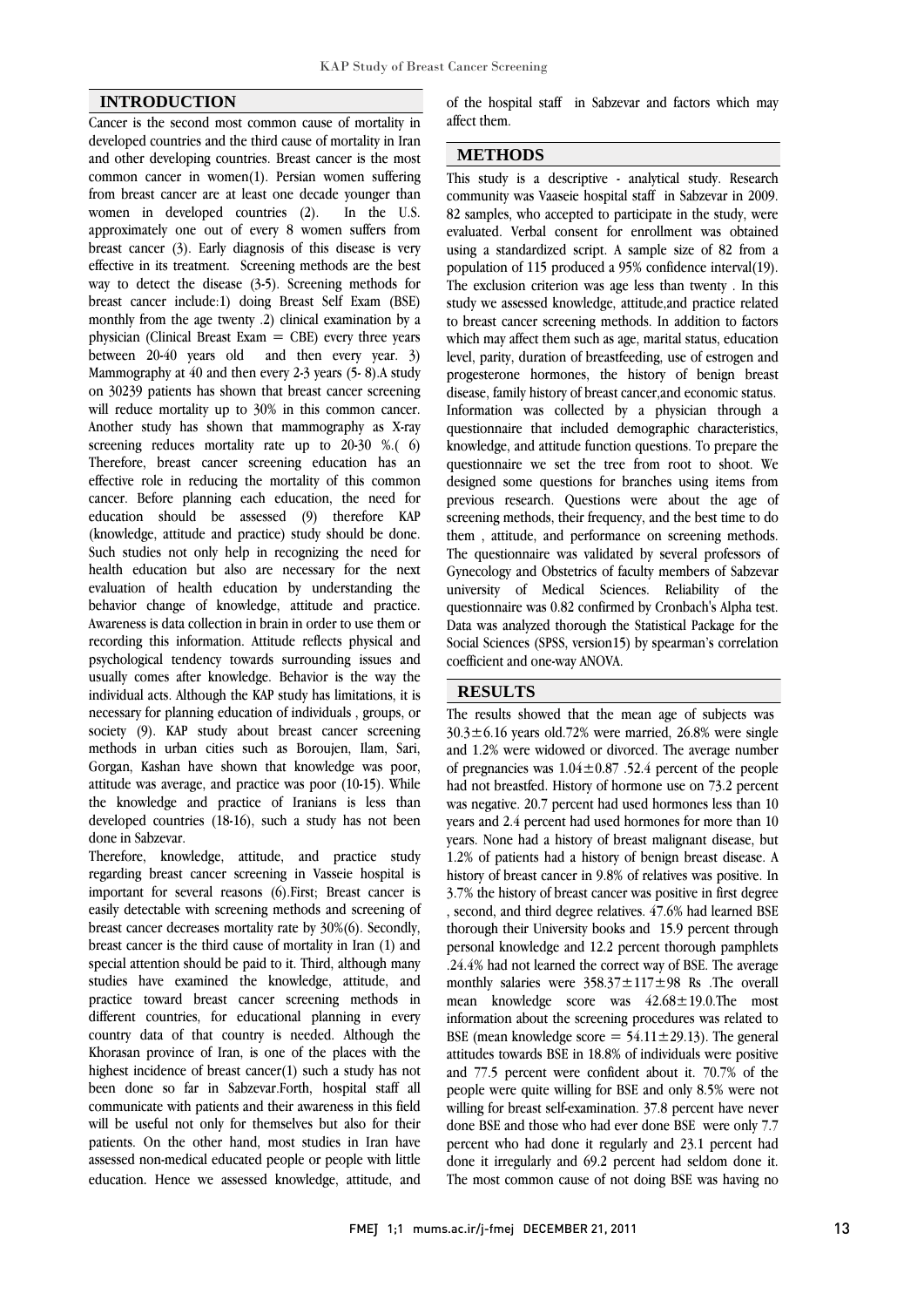## INTRODUCTION

Cancer is the second most common cause of mortality in developed countries and the third cause of mortality in Iran and other developing countries. Breast cancer is the most common cancer in women(1). Persian women suffering from breast cancer are at least one decade younger than women in developed countries (2). In the U.S. approximately one out of every 8 women suffers from breast cancer (3). Early diagnosis of this disease is very effective in its treatment. Screening methods are the best way to detect the disease (3-5). Screening methods for breast cancer include:1) doing Breast Self Exam (BSE) monthly from the age twenty .2) clinical examination by a physician (Clinical Breast Exam = CBE) every three years between 20-40 years old and then every year. 3) Mammography at 40 and then every 2-3 years (5- 8).A study on 30239 patients has shown that breast cancer screening will reduce mortality up to 30% in this common cancer. Another study has shown that mammography as X-ray screening reduces mortality rate up to 20-30 %.( 6) Therefore, breast cancer screening education has an effective role in reducing the mortality of this common cancer. Before planning each education, the need for education should be assessed (9) therefore KAP (knowledge, attitude and practice) study should be done. Such studies not only help in recognizing the need for health education but also are necessary for the next evaluation of health education by understanding the behavior change of knowledge, attitude and practice. Awareness is data collection in brain in order to use them or recording this information. Attitude reflects physical and psychological tendency towards surrounding issues and usually comes after knowledge. Behavior is the way the individual acts. Although the KAP study has limitations, it is necessary for planning education of individuals , groups, or society (9). KAP study about breast cancer screening methods in urban cities such as Boroujen, Ilam, Sari, Gorgan, Kashan have shown that knowledge was poor, attitude was average, and practice was poor (10-15). While the knowledge and practice of Iranians is less than developed countries (18-16), such a study has not been done in Sabzevar.

Therefore, knowledge, attitude, and practice study regarding breast cancer screening in Vasseie hospital is important for several reasons (6).First; Breast cancer is easily detectable with screening methods and screening of breast cancer decreases mortality rate by 30%(6). Secondly, breast cancer is the third cause of mortality in Iran (1) and special attention should be paid to it. Third, although many studies have examined the knowledge, attitude, and practice toward breast cancer screening methods in different countries, for educational planning in every country data of that country is needed. Although the Khorasan province of Iran, is one of the places with the highest incidence of breast cancer(1) such a study has not been done so far in Sabzevar.Forth, hospital staff all communicate with patients and their awareness in this field will be useful not only for themselves but also for their patients. On the other hand, most studies in Iran have assessed non-medical educated people or people with little education. Hence we assessed knowledge, attitude, and of the hospital staff in Sabzevar and factors which may affect them.

## METHODS

This study is a descriptive - analytical study. Research community was Vaaseie hospital staff in Sabzevar in 2009. 82 samples, who accepted to participate in the study, were evaluated. Verbal consent for enrollment was obtained using a standardized script. A sample size of 82 from a population of 115 produced a 95% confidence interval(19). The exclusion criterion was age less than twenty . In this study we assessed knowledge, attitude,and practice related to breast cancer screening methods. In addition to factors which may affect them such as age, marital status, education level, parity, duration of breastfeeding, use of estrogen and progesterone hormones, the history of benign breast disease, family history of breast cancer,and economic status. Information was collected by a physician through a questionnaire that included demographic characteristics, knowledge, and attitude function questions. To prepare the questionnaire we set the tree from root to shoot. We designed some questions for branches using items from previous research. Questions were about the age of screening methods, their frequency, and the best time to do them , attitude, and performance on screening methods. The questionnaire was validated by several professors of Gynecology and Obstetrics of faculty members of Sabzevar university of Medical Sciences. Reliability of the questionnaire was 0.82 confirmed by Cronbach's Alpha test. Data was analyzed thorough the Statistical Package for the Social Sciences (SPSS, version15) by spearman's correlation coefficient and one-way ANOVA.

## RESULTS

The results showed that the mean age of subjects was $30.3\pm6.16$ years old.72% were married, 26.8% were single and 1.2% were widowed or divorced. The average number of pregnancies was $1.04\pm0.87$ .52.4 percent of the people had not breastfed. History of hormone use on 73.2 percent was negative. 20.7 percent had used hormones less than 10 years and 2.4 percent had used hormones for more than 10 years. None had a history of breast malignant disease, but 1.2% of patients had a history of benign breast disease. A history of breast cancer in 9.8% of relatives was positive. In 3.7% the history of breast cancer was positive in first degree , second, and third degree relatives. 47.6% had learned BSE thorough their University books and 15.9 percent through personal knowledge and 12.2 percent thorough pamphlets .24.4% had not learned the correct way of BSE. The average monthly salaries were $358.37\pm117\pm98$ Rs .The overall mean knowledge score was $42.68\pm19.0$.The most information about the screening procedures was related to BSE (mean knowledge score = $54.11\pm29.13$). The general attitudes towards BSE in 18.8% of individuals were positive and 77.5 percent were confident about it. 70.7% of the people were quite willing for BSE and only 8.5% were not willing for breast self-examination. 37.8 percent have never done BSE and those who had ever done BSE were only 7.7 percent who had done it regularly and 23.1 percent had done it irregularly and 69.2 percent had seldom done it. The most common cause of not doing BSE was having no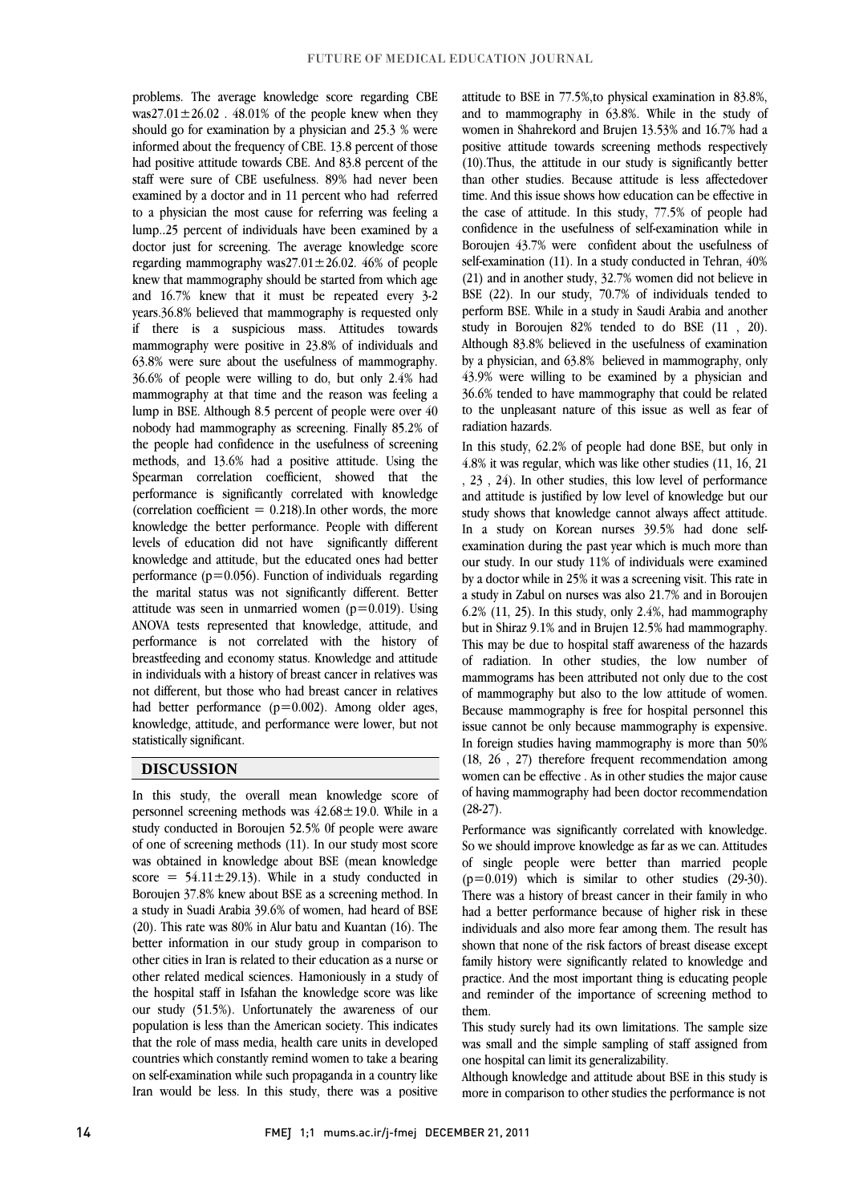problems. The average knowledge score regarding CBE was27.01±26.02 . 48.01% of the people knew when they should go for examination by a physician and 25.3 % were informed about the frequency of CBE. 13.8 percent of those had positive attitude towards CBE. And 83.8 percent of the staff were sure of CBE usefulness. 89% had never been examined by a doctor and in 11 percent who had referred to a physician the most cause for referring was feeling a lump..25 percent of individuals have been examined by a doctor just for screening. The average knowledge score regarding mammography was27.01±26.02. 46% of people knew that mammography should be started from which age and 16.7% knew that it must be repeated every 3-2 years.36.8% believed that mammography is requested only if there is a suspicious mass. Attitudes towards mammography were positive in 23.8% of individuals and 63.8% were sure about the usefulness of mammography. 36.6% of people were willing to do, but only 2.4% had mammography at that time and the reason was feeling a lump in BSE. Although 8.5 percent of people were over 40 nobody had mammography as screening. Finally 85.2% of the people had confidence in the usefulness of screening methods, and 13.6% had a positive attitude. Using the Spearman correlation coefficient, showed that the performance is significantly correlated with knowledge (correlation coefficient = 0.218).In other words, the more knowledge the better performance. People with different levels of education did not have significantly different knowledge and attitude, but the educated ones had better performance (p=0.056). Function of individuals regarding the marital status was not significantly different. Better attitude was seen in unmarried women (p=0.019). Using ANOVA tests represented that knowledge, attitude, and performance is not correlated with the history of breastfeeding and economy status. Knowledge and attitude in individuals with a history of breast cancer in relatives was not different, but those who had breast cancer in relatives had better performance (p=0.002). Among older ages, knowledge, attitude, and performance were lower, but not statistically significant.

## DISCUSSION

In this study, the overall mean knowledge score of personnel screening methods was 42.68±19.0. While in a study conducted in Boroujen 52.5% 0f people were aware of one of screening methods (11). In our study most score was obtained in knowledge about BSE (mean knowledge score = 54.11±29.13). While in a study conducted in Boroujen 37.8% knew about BSE as a screening method. In a study in Suadi Arabia 39.6% of women, had heard of BSE (20). This rate was 80% in Alur batu and Kuantan (16). The better information in our study group in comparison to other cities in Iran is related to their education as a nurse or other related medical sciences. Hamoniously in a study of the hospital staff in Isfahan the knowledge score was like our study (51.5%). Unfortunately the awareness of our population is less than the American society. This indicates that the role of mass media, health care units in developed countries which constantly remind women to take a bearing on self-examination while such propaganda in a country like Iran would be less. In this study, there was a positive attitude to BSE in 77.5%,to physical examination in 83.8%, and to mammography in 63.8%. While in the study of women in Shahrekord and Brujen 13.53% and 16.7% had a positive attitude towards screening methods respectively (10).Thus, the attitude in our study is significantly better than other studies. Because attitude is less affectedover time. And this issue shows how education can be effective in the case of attitude. In this study, 77.5% of people had confidence in the usefulness of self-examination while in Boroujen 43.7% were confident about the usefulness of self-examination (11). In a study conducted in Tehran, 40% (21) and in another study, 32.7% women did not believe in BSE (22). In our study, 70.7% of individuals tended to perform BSE. While in a study in Saudi Arabia and another study in Boroujen 82% tended to do BSE (11 , 20). Although 83.8% believed in the usefulness of examination by a physician, and 63.8% believed in mammography, only 43.9% were willing to be examined by a physician and 36.6% tended to have mammography that could be related to the unpleasant nature of this issue as well as fear of radiation hazards.

In this study, 62.2% of people had done BSE, but only in 4.8% it was regular, which was like other studies (11, 16, 21 , 23 , 24). In other studies, this low level of performance and attitude is justified by low level of knowledge but our study shows that knowledge cannot always affect attitude. In a study on Korean nurses 39.5% had done self-examination during the past year which is much more than our study. In our study 11% of individuals were examined by a doctor while in 25% it was a screening visit. This rate in a study in Zabul on nurses was also 21.7% and in Boroujen 6.2% (11, 25). In this study, only 2.4%, had mammography but in Shiraz 9.1% and in Brujen 12.5% had mammography. This may be due to hospital staff awareness of the hazards of radiation. In other studies, the low number of mammograms has been attributed not only due to the cost of mammography but also to the low attitude of women. Because mammography is free for hospital personnel this issue cannot be only because mammography is expensive. In foreign studies having mammography is more than 50% (18, 26 , 27) therefore frequent recommendation among women can be effective . As in other studies the major cause of having mammography had been doctor recommendation (28-27).

Performance was significantly correlated with knowledge. So we should improve knowledge as far as we can. Attitudes of single people were better than married people (p=0.019) which is similar to other studies (29-30). There was a history of breast cancer in their family in who had a better performance because of higher risk in these individuals and also more fear among them. The result has shown that none of the risk factors of breast disease except family history were significantly related to knowledge and practice. And the most important thing is educating people and reminder of the importance of screening method to them.

This study surely had its own limitations. The sample size was small and the simple sampling of staff assigned from one hospital can limit its generalizability.

Although knowledge and attitude about BSE in this study is more in comparison to other studies the performance is not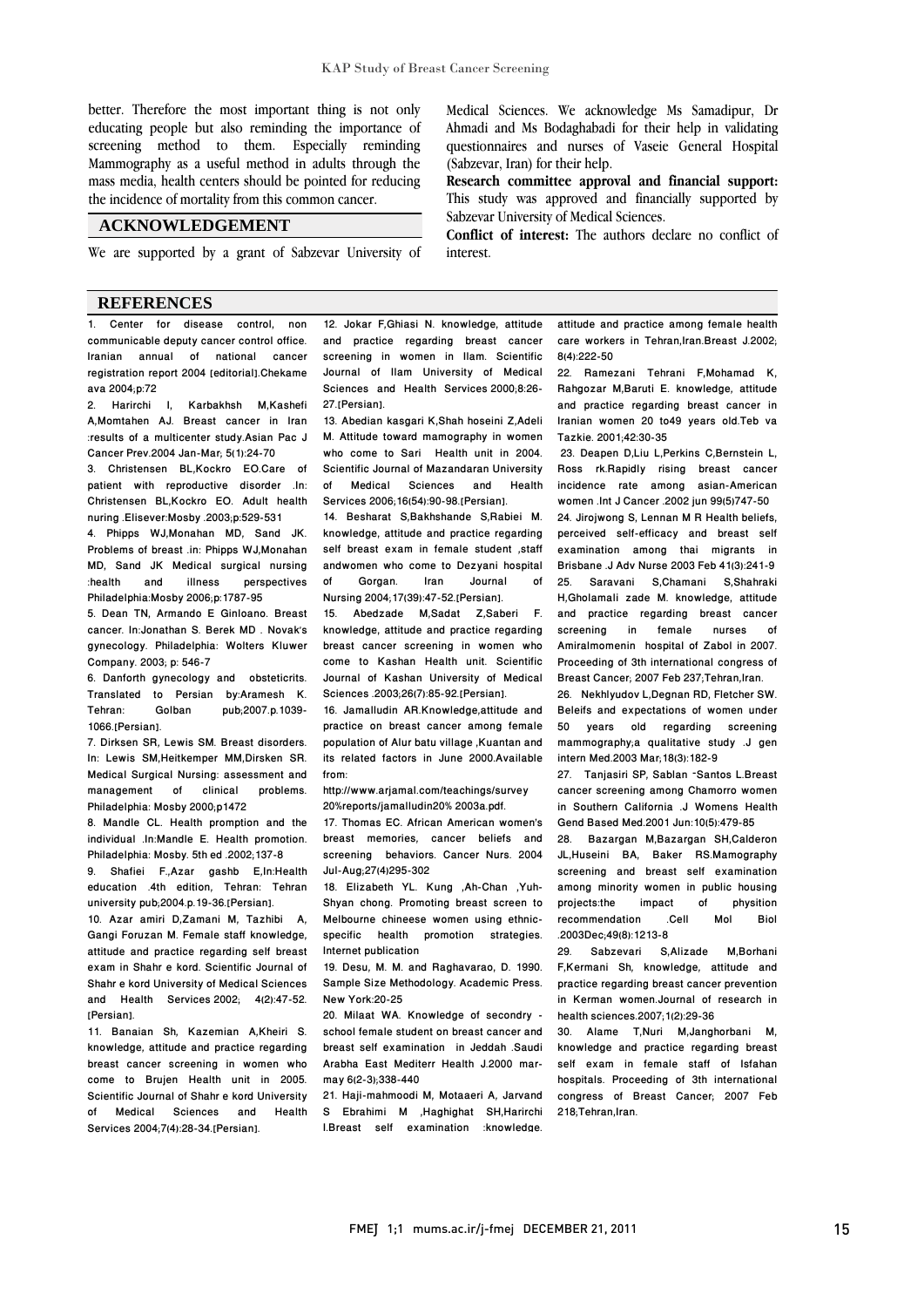better. Therefore the most important thing is not only educating people but also reminding the importance of screening method to them. Especially reminding Mammography as a useful method in adults through the mass media, health centers should be pointed for reducing the incidence of mortality from this common cancer.

## ACKNOWLEDGEMENT

We are supported by a grant of Sabzevar University of Medical Sciences. We acknowledge Ms Samadipur, Dr Ahmadi and Ms Bodaghabadi for their help in validating questionnaires and nurses of Vaseie General Hospital (Sabzevar, Iran) for their help.

**Research committee approval and financial support:** This study was approved and financially supported by Sabzevar University of Medical Sciences.

**Conflict of interest:** The authors declare no conflict of interest.

## REFERENCES

1. Center for disease control, non communicable deputy cancer control office. Iranian annual of national cancer registration report 2004 [editorial].Chekame ava 2004;p:72
2. Harirchi I, Karbakhsh M,Kashefi A,Momtahen AJ. Breast cancer in Iran :results of a multicenter study.Asian Pac J Cancer Prev.2004 Jan-Mar; 5(1):24-70
3. Christensen BL,Kockro EO.Care of patient with reproductive disorder .In: Christensen BL,Kockro EO. Adult health nuring .Elisever:Mosby .2003;p:529-531
4. Phipps WJ,Monahan MD, Sand JK. Problems of breast .in: Phipps WJ,Monahan MD, Sand JK Medical surgical nursing :health and illness perspectives Philadelphia:Mosby 2006;p:1787-95
5. Dean TN, Armando E Ginloano. Breast cancer. In:Jonathan S. Berek MD . Novak's gynecology. Philadelphia: Wolters Kluwer Company. 2003; p: 546-7
6. Danforth gynecology and obsteticrits. Translated to Persian by:Aramesh K. Tehran: Golban pub;2007.p.1039-1066.[Persian].
7. Dirksen SR, Lewis SM. Breast disorders. In: Lewis SM,Heitkemper MM,Dirsken SR. Medical Surgical Nursing: assessment and management of clinical problems. Philadelphia: Mosby 2000;p1472
8. Mandle CL. Health promption and the individual .In:Mandle E. Health promotion. Philadelphia: Mosby. 5th ed .2002;137-8
9. Shafiei F.,Azar gashb E,In:Health education .4th edition, Tehran: Tehran university pub;2004.p.19-36.[Persian].
10. Azar amiri D,Zamani M, Tazhibi A, Gangi Foruzan M. Female staff knowledge, attitude and practice regarding self breast exam in Shahr e kord. Scientific Journal of Shahr e kord University of Medical Sciences and Health Services 2002; 4(2):47-52.[Persian].
11. Banaian Sh, Kazemian A,Kheiri S. knowledge, attitude and practice regarding breast cancer screening in women who come to Brujen Health unit in 2005. Scientific Journal of Shahr e kord University of Medical Sciences and Health Services 2004;7(4):28-34.[Persian].
12. Jokar F,Ghiasi N. knowledge, attitude and practice regarding breast cancer screening in women in Ilam. Scientific Journal of Ilam University of Medical Sciences and Health Services 2000;8:26-27.[Persian].
13. Abedian kasgari K,Shah hoseini Z,Adeli M. Attitude toward mamography in women who come to Sari Health unit in 2004. Scientific Journal of Mazandaran University of Medical Sciences and Health Services 2006;16(54):90-98.[Persian].
14. Besharat S,Bakhshande S,Rabiei M. knowledge, attitude and practice regarding self breast exam in female student ,staff andwomen who come to Dezyani hospital of Gorgan. Iran Journal of Nursing 2004;17(39):47-52.[Persian].
15. Abedzade M,Sadat Z,Saberi F. knowledge, attitude and practice regarding breast cancer screening in women who come to Kashan Health unit. Scientific Journal of Kashan University of Medical Sciences .2003;26(7):85-92.[Persian].
16. Jamalludin AR.Knowledge,attitude and practice on breast cancer among female population of Alur batu village ,Kuantan and its related factors in June 2000.Available from:
http://www.arjamal.com/teachings/survey 20%reports/jamalludin20% 2003a.pdf.
17. Thomas EC. African American women's breast memories, cancer beliefs and screening behaviors. Cancer Nurs. 2004 Jul-Aug;27(4)295-302
18. Elizabeth YL. Kung ,Ah-Chan ,Yuh-Shyan chong. Promoting breast screen to Melbourne chineese women using ethnic-specific health promotion strategies. Internet publication
19. Desu, M. M. and Raghavarao, D. 1990. Sample Size Methodology. Academic Press. New York:20-25
20. Milaat WA. Knowledge of secondry -school female student on breast cancer and breast self examination in Jeddah .Saudi Arabha East Mediterr Health J.2000 mar-may 6(2-3);338-440
21. Haji-mahmoodi M, Motaaeri A, Jarvand S Ebrahimi M ,Haghighat SH,Harirchi I.Breast self examination :knowledge. attitude and practice among female health care workers in Tehran,Iran.Breast J.2002; 8(4):222-50
22. Ramezani Tehrani F,Mohamad K, Rahgozar M,Baruti E. knowledge, attitude and practice regarding breast cancer in Iranian women 20 to49 years old.Teb va Tazkie. 2001;42:30-35
23. Deapen D,Liu L,Perkins C,Bernstein L, Ross rk.Rapidly rising breast cancer incidence rate among asian-American women .Int J Cancer .2002 jun 99(5)747-50
24. Jirojwong S, Lennan M R Health beliefs, perceived self-efficacy and breast self examination among thai migrants in Brisbane .J Adv Nurse 2003 Feb 41(3):241-9
25. Saravani S,Chamani S,Shahraki H,Gholamali zade M. knowledge, attitude and practice regarding breast cancer screening in female nurses of Amiralmomenin hospital of Zabol in 2007. Proceeding of 3th international congress of Breast Cancer; 2007 Feb 237;Tehran,Iran.
26. Nekhlyudov L,Degnan RD, Fletcher SW. Beleifs and expectations of women under 50 years old regarding screening mammography;a qualitative study .J gen intern Med.2003 Mar;18(3):182-9
27. Tanjasiri SP, Sablan -Santos L.Breast cancer screening among Chamorro women in Southern California .J Womens Health Gend Based Med.2001 Jun:10(5):479-85
28. Bazargan M,Bazargan SH,Calderon JL,Huseini BA, Baker RS.Mamography screening and breast self examination among minority women in public housing projects:the impact of physition recommendation .Cell Mol Biol .2003Dec;49(8):1213-8
29. Sabzevari S,Alizade M,Borhani F,Kermani Sh, knowledge, attitude and practice regarding breast cancer prevention in Kerman women.Journal of research in health sciences.2007;1(2):29-36
30. Alame T,Nuri M,Janghorbani M, knowledge and practice regarding breast self exam in female staff of Isfahan hospitals. Proceeding of 3th international congress of Breast Cancer; 2007 Feb 218;Tehran,Iran.